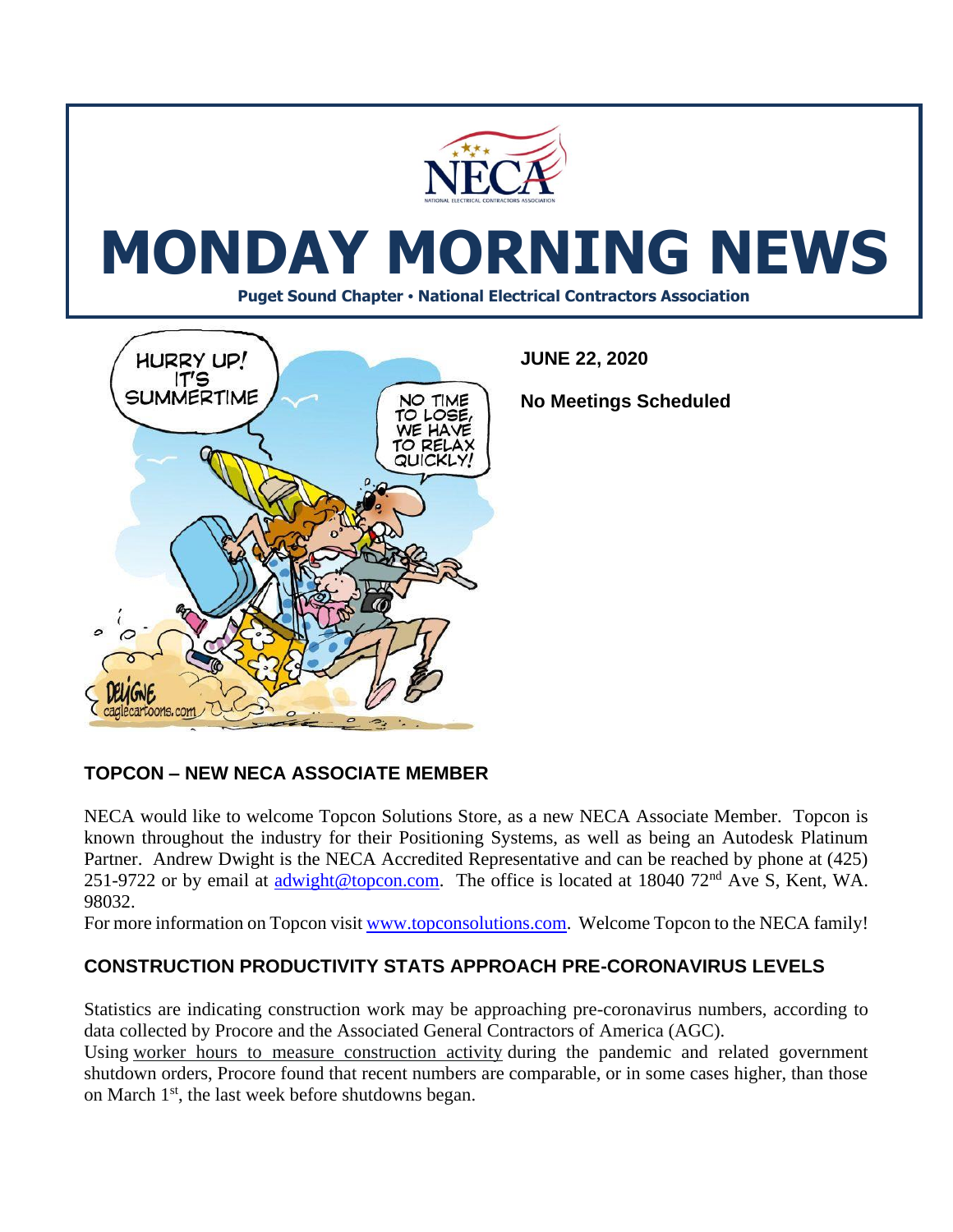# MONDAY MORNING NEWS

**Puget Sound Chapter • National Electrical Contractors Association**

**JUNE 22, 2020**

**No Meetings Scheduled**

## TOPCON – NEW NECA ASSOCIATE MEMBER

NECA would like to welcome Topcon Solutions Store, as a new NECA Associate Member. Topcon is known throughout the industry for their Positioning Systems, as well as being an Autodesk Platinum Partner. Andrew Dwight is the NECA Accredited Representative and can be reached by phone at (425) 251-9722 or by email at adwight@topcon.com. The office is located at 18040 72nd Ave S, Kent, WA. 98032.

For more information on Topcon visit www.topconsolutions.com. Welcome Topcon to the NECA family!

## CONSTRUCTION PRODUCTIVITY STATS APPROACH PRE-CORONAVIRUS LEVELS

Statistics are indicating construction work may be approaching pre-coronavirus numbers, according to data collected by Procore and the Associated General Contractors of America (AGC).

Using worker hours to measure construction activity during the pandemic and related government shutdown orders, Procore found that recent numbers are comparable, or in some cases higher, than those on March 1st, the last week before shutdowns began.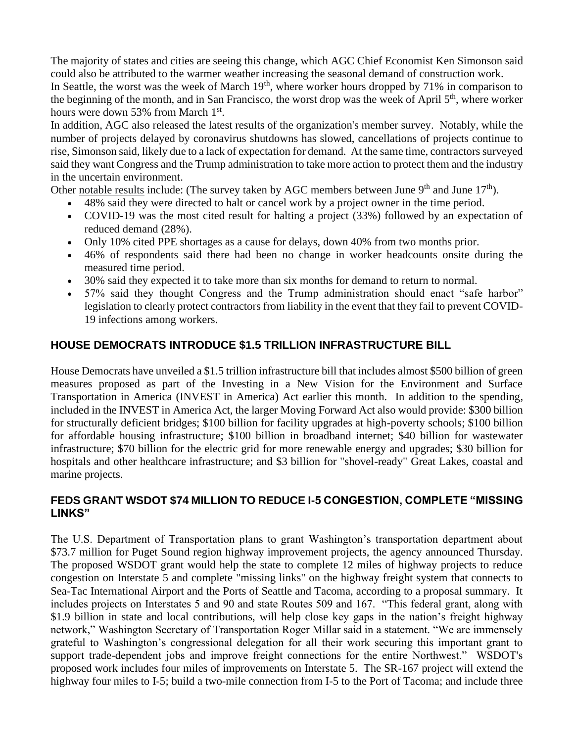The majority of states and cities are seeing this change, which AGC Chief Economist Ken Simonson said could also be attributed to the warmer weather increasing the seasonal demand of construction work.
In Seattle, the worst was the week of March 19th, where worker hours dropped by 71% in comparison to the beginning of the month, and in San Francisco, the worst drop was the week of April 5th, where worker hours were down 53% from March 1st.
In addition, AGC also released the latest results of the organization's member survey. Notably, while the number of projects delayed by coronavirus shutdowns has slowed, cancellations of projects continue to rise, Simonson said, likely due to a lack of expectation for demand. At the same time, contractors surveyed said they want Congress and the Trump administration to take more action to protect them and the industry in the uncertain environment.
Other notable results include: (The survey taken by AGC members between June 9th and June 17th).

- 48% said they were directed to halt or cancel work by a project owner in the time period.
- COVID-19 was the most cited result for halting a project (33%) followed by an expectation of reduced demand (28%).
- Only 10% cited PPE shortages as a cause for delays, down 40% from two months prior.
- 46% of respondents said there had been no change in worker headcounts onsite during the measured time period.
- 30% said they expected it to take more than six months for demand to return to normal.
- 57% said they thought Congress and the Trump administration should enact "safe harbor" legislation to clearly protect contractors from liability in the event that they fail to prevent COVID-19 infections among workers.

## HOUSE DEMOCRATS INTRODUCE $1.5 TRILLION INFRASTRUCTURE BILL

House Democrats have unveiled a $1.5 trillion infrastructure bill that includes almost $500 billion of green measures proposed as part of the Investing in a New Vision for the Environment and Surface Transportation in America (INVEST in America) Act earlier this month. In addition to the spending, included in the INVEST in America Act, the larger Moving Forward Act also would provide: $300 billion for structurally deficient bridges; $100 billion for facility upgrades at high-poverty schools; $100 billion for affordable housing infrastructure; $100 billion in broadband internet; $40 billion for wastewater infrastructure; $70 billion for the electric grid for more renewable energy and upgrades; $30 billion for hospitals and other healthcare infrastructure; and $3 billion for "shovel-ready" Great Lakes, coastal and marine projects.

## FEDS GRANT WSDOT $74 MILLION TO REDUCE I-5 CONGESTION, COMPLETE "MISSING LINKS"

The U.S. Department of Transportation plans to grant Washington's transportation department about $73.7 million for Puget Sound region highway improvement projects, the agency announced Thursday. The proposed WSDOT grant would help the state to complete 12 miles of highway projects to reduce congestion on Interstate 5 and complete "missing links" on the highway freight system that connects to Sea-Tac International Airport and the Ports of Seattle and Tacoma, according to a proposal summary. It includes projects on Interstates 5 and 90 and state Routes 509 and 167. "This federal grant, along with $1.9 billion in state and local contributions, will help close key gaps in the nation's freight highway network," Washington Secretary of Transportation Roger Millar said in a statement. "We are immensely grateful to Washington's congressional delegation for all their work securing this important grant to support trade-dependent jobs and improve freight connections for the entire Northwest." WSDOT's proposed work includes four miles of improvements on Interstate 5. The SR-167 project will extend the highway four miles to I-5; build a two-mile connection from I-5 to the Port of Tacoma; and include three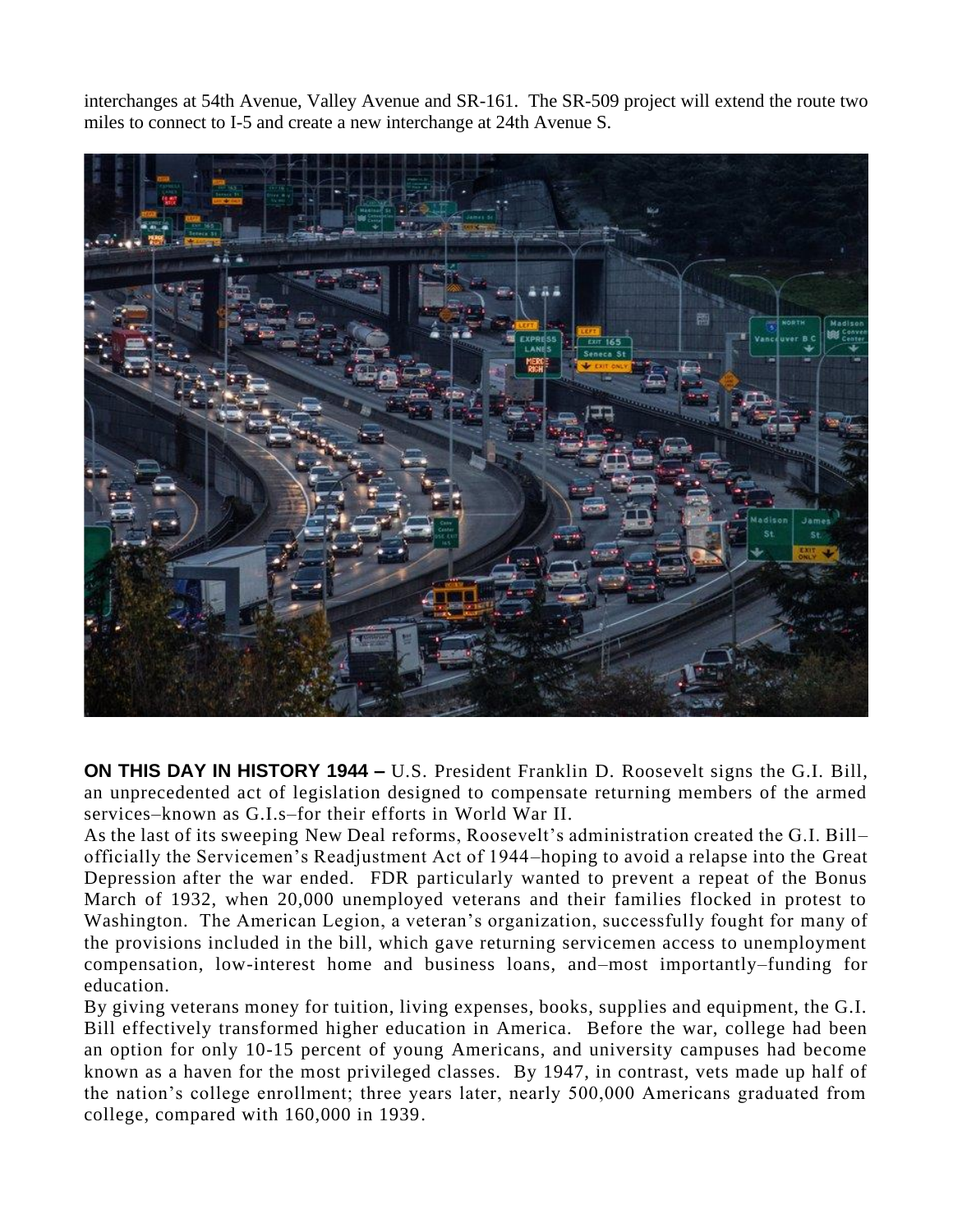interchanges at 54th Avenue, Valley Avenue and SR-161. The SR-509 project will extend the route two miles to connect to I-5 and create a new interchange at 24th Avenue S.

**ON THIS DAY IN HISTORY 1944 –** U.S. President Franklin D. Roosevelt signs the G.I. Bill, an unprecedented act of legislation designed to compensate returning members of the armed services–known as G.I.s–for their efforts in World War II.

As the last of its sweeping New Deal reforms, Roosevelt's administration created the G.I. Bill–officially the Servicemen's Readjustment Act of 1944–hoping to avoid a relapse into the Great Depression after the war ended. FDR particularly wanted to prevent a repeat of the Bonus March of 1932, when 20,000 unemployed veterans and their families flocked in protest to Washington. The American Legion, a veteran's organization, successfully fought for many of the provisions included in the bill, which gave returning servicemen access to unemployment compensation, low-interest home and business loans, and–most importantly–funding for education.

By giving veterans money for tuition, living expenses, books, supplies and equipment, the G.I. Bill effectively transformed higher education in America. Before the war, college had been an option for only 10-15 percent of young Americans, and university campuses had become known as a haven for the most privileged classes. By 1947, in contrast, vets made up half of the nation's college enrollment; three years later, nearly 500,000 Americans graduated from college, compared with 160,000 in 1939.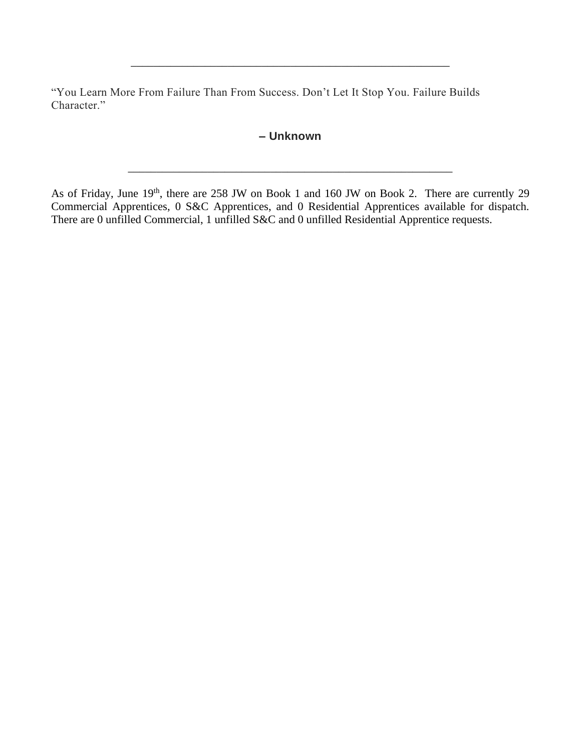---

"You Learn More From Failure Than From Success. Don't Let It Stop You. Failure Builds Character."

**– Unknown**

---

As of Friday, June 19th, there are 258 JW on Book 1 and 160 JW on Book 2. There are currently 29 Commercial Apprentices, 0 S&C Apprentices, and 0 Residential Apprentices available for dispatch. There are 0 unfilled Commercial, 1 unfilled S&C and 0 unfilled Residential Apprentice requests.